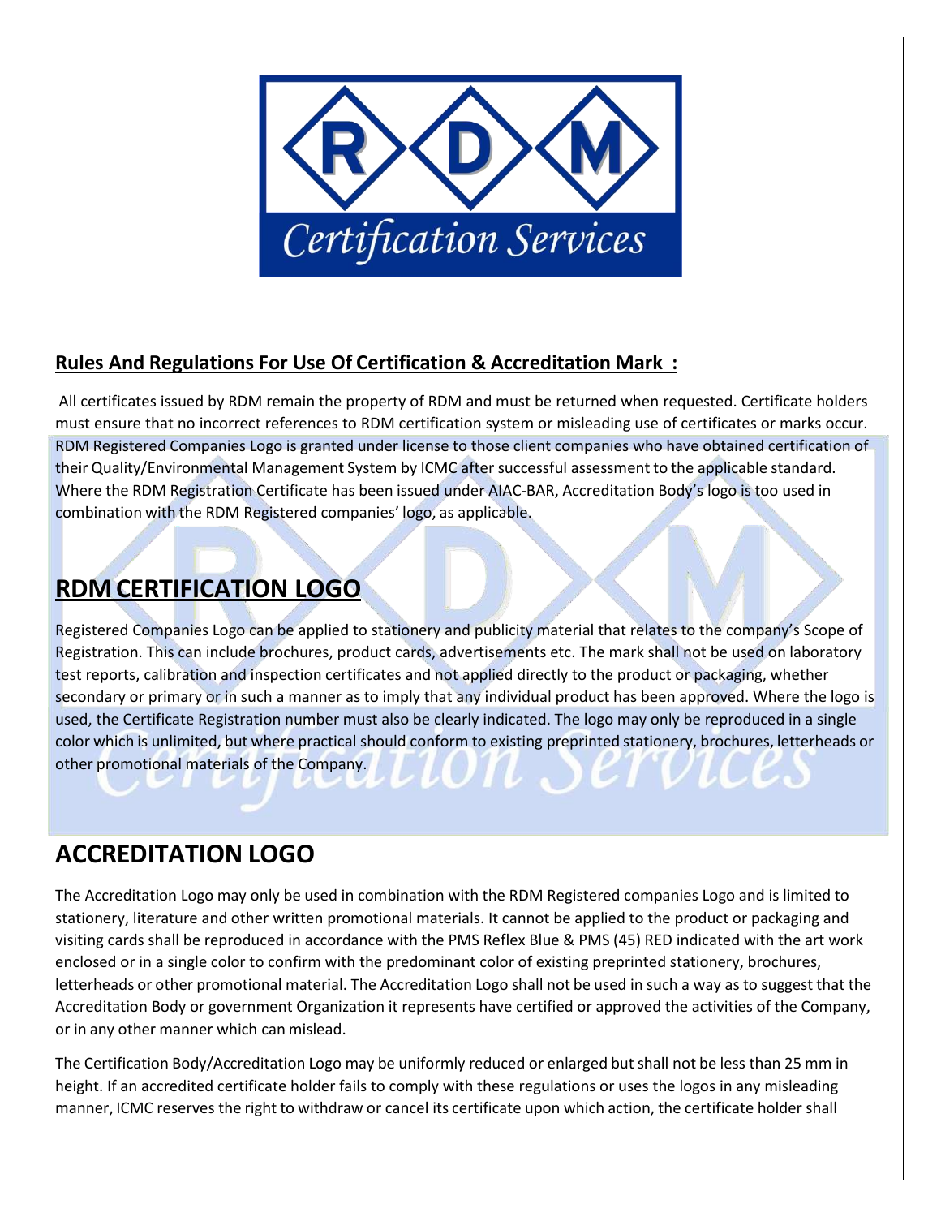## Rules And Regulations For Use Of Certification & Accreditation Mark :

All certificates issued by RDM remain the property of RDM and must be returned when requested. Certificate holders must ensure that no incorrect references to RDM certification system or misleading use of certificates or marks occur. RDM Registered Companies Logo is granted under license to those client companies who have obtained certification of their Quality/Environmental Management System by ICMC after successful assessment to the applicable standard. Where the RDM Registration Certificate has been issued under AIAC-BAR, Accreditation Body's logo is too used in combination with the RDM Registered companies' logo, as applicable.

## RDM CERTIFICATION LOGO

Registered Companies Logo can be applied to stationery and publicity material that relates to the company's Scope of Registration. This can include brochures, product cards, advertisements etc. The mark shall not be used on laboratory test reports, calibration and inspection certificates and not applied directly to the product or packaging, whether secondary or primary or in such a manner as to imply that any individual product has been approved. Where the logo is used, the Certificate Registration number must also be clearly indicated. The logo may only be reproduced in a single color which is unlimited, but where practical should conform to existing preprinted stationery, brochures, letterheads or other promotional materials of the Company.

## ACCREDITATION LOGO

The Accreditation Logo may only be used in combination with the RDM Registered companies Logo and is limited to stationery, literature and other written promotional materials. It cannot be applied to the product or packaging and visiting cards shall be reproduced in accordance with the PMS Reflex Blue & PMS (45) RED indicated with the art work enclosed or in a single color to confirm with the predominant color of existing preprinted stationery, brochures, letterheads or other promotional material. The Accreditation Logo shall not be used in such a way as to suggest that the Accreditation Body or government Organization it represents have certified or approved the activities of the Company, or in any other manner which can mislead.

The Certification Body/Accreditation Logo may be uniformly reduced or enlarged but shall not be less than 25 mm in height. If an accredited certificate holder fails to comply with these regulations or uses the logos in any misleading manner, ICMC reserves the right to withdraw or cancel its certificate upon which action, the certificate holder shall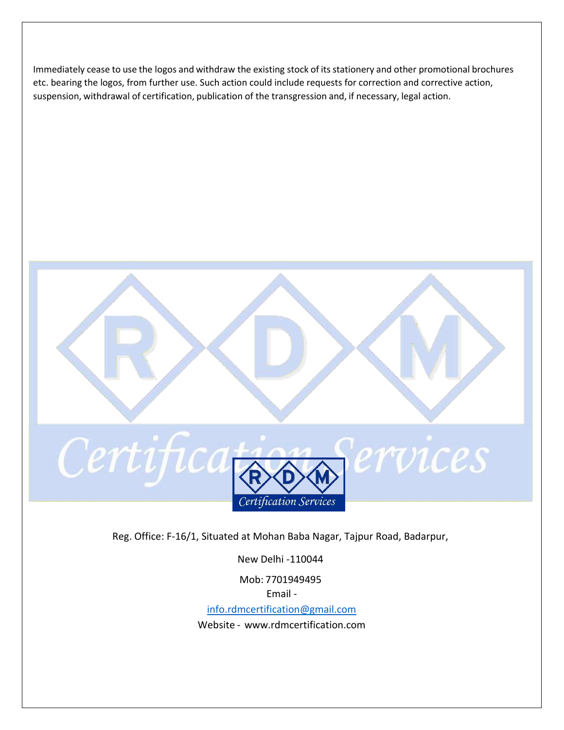Immediately cease to use the logos and withdraw the existing stock of its stationery and other promotional brochures etc. bearing the logos, from further use. Such action could include requests for correction and corrective action, suspension, withdrawal of certification, publication of the transgression and, if necessary, legal action.

Reg. Office: F-16/1, Situated at Mohan Baba Nagar, Tajpur Road, Badarpur,

New Delhi -110044

Mob: 7701949495

Email -

info.rdmcertification@gmail.com

Website - www.rdmcertification.com